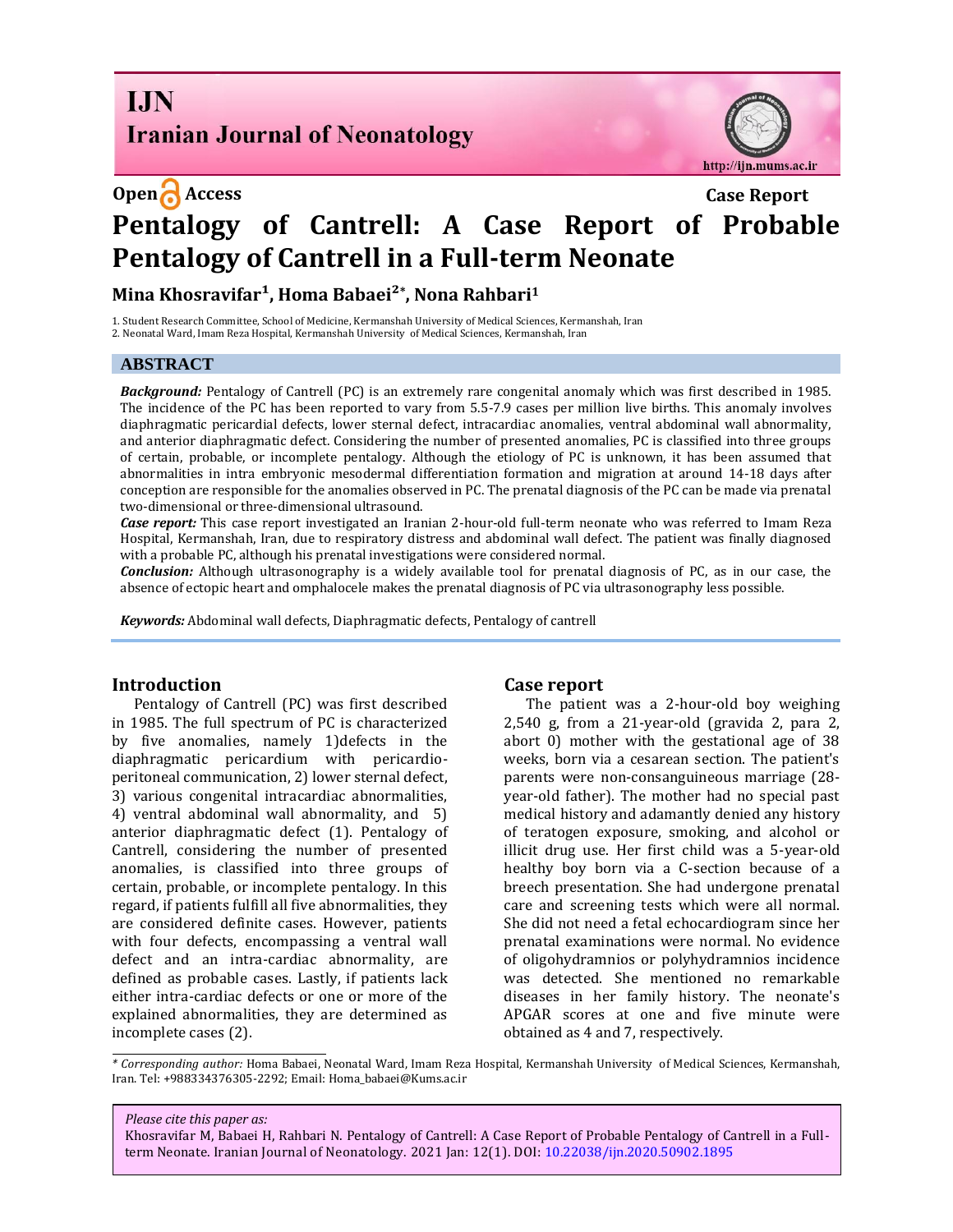**Open Access** **Case Report**

# Pentalogy of Cantrell: A Case Report of Probable Pentalogy of Cantrell in a Full-term Neonate

**Mina Khosravifar[1], Homa Babaei[2]*, Nona Rahbari[1]**

1. Student Research Committee, School of Medicine, Kermanshah University of Medical Sciences, Kermanshah, Iran
2. Neonatal Ward, Imam Reza Hospital, Kermanshah University of Medical Sciences, Kermanshah, Iran

## ABSTRACT

***Background:*** Pentalogy of Cantrell (PC) is an extremely rare congenital anomaly which was first described in 1985. The incidence of the PC has been reported to vary from 5.5-7.9 cases per million live births. This anomaly involves diaphragmatic pericardial defects, lower sternal defect, intracardiac anomalies, ventral abdominal wall abnormality, and anterior diaphragmatic defect. Considering the number of presented anomalies, PC is classified into three groups of certain, probable, or incomplete pentalogy. Although the etiology of PC is unknown, it has been assumed that abnormalities in intra embryonic mesodermal differentiation formation and migration at around 14-18 days after conception are responsible for the anomalies observed in PC. The prenatal diagnosis of the PC can be made via prenatal two-dimensional or three-dimensional ultrasound.

***Case report:*** This case report investigated an Iranian 2-hour-old full-term neonate who was referred to Imam Reza Hospital, Kermanshah, Iran, due to respiratory distress and abdominal wall defect. The patient was finally diagnosed with a probable PC, although his prenatal investigations were considered normal.

***Conclusion:*** Although ultrasonography is a widely available tool for prenatal diagnosis of PC, as in our case, the absence of ectopic heart and omphalocele makes the prenatal diagnosis of PC via ultrasonography less possible.

***Keywords:*** Abdominal wall defects, Diaphragmatic defects, Pentalogy of cantrell

## Introduction

Pentalogy of Cantrell (PC) was first described in 1985. The full spectrum of PC is characterized by five anomalies, namely 1)defects in the diaphragmatic pericardium with pericardio-peritoneal communication, 2) lower sternal defect, 3) various congenital intracardiac abnormalities, 4) ventral abdominal wall abnormality, and 5) anterior diaphragmatic defect (1). Pentalogy of Cantrell, considering the number of presented anomalies, is classified into three groups of certain, probable, or incomplete pentalogy. In this regard, if patients fulfill all five abnormalities, they are considered definite cases. However, patients with four defects, encompassing a ventral wall defect and an intra-cardiac abnormality, are defined as probable cases. Lastly, if patients lack either intra-cardiac defects or one or more of the explained abnormalities, they are determined as incomplete cases (2).

## Case report

The patient was a 2-hour-old boy weighing 2,540 g, from a 21-year-old (gravida 2, para 2, abort 0) mother with the gestational age of 38 weeks, born via a cesarean section. The patient's parents were non-consanguineous marriage (28-year-old father). The mother had no special past medical history and adamantly denied any history of teratogen exposure, smoking, and alcohol or illicit drug use. Her first child was a 5-year-old healthy boy born via a C-section because of a breech presentation. She had undergone prenatal care and screening tests which were all normal. She did not need a fetal echocardiogram since her prenatal examinations were normal. No evidence of oligohydramnios or polyhydramnios incidence was detected. She mentioned no remarkable diseases in her family history. The neonate's APGAR scores at one and five minute were obtained as 4 and 7, respectively.

---

*\* Corresponding author:* Homa Babaei, Neonatal Ward, Imam Reza Hospital, Kermanshah University of Medical Sciences, Kermanshah, Iran. Tel: +988334376305-2292; Email: Homa_babaei@Kums.ac.ir

*Please cite this paper as:*
Khosravifar M, Babaei H, Rahbari N. Pentalogy of Cantrell: A Case Report of Probable Pentalogy of Cantrell in a Full-term Neonate. Iranian Journal of Neonatology. 2021 Jan: 12(1). DOI: 10.22038/ijn.2020.50902.1895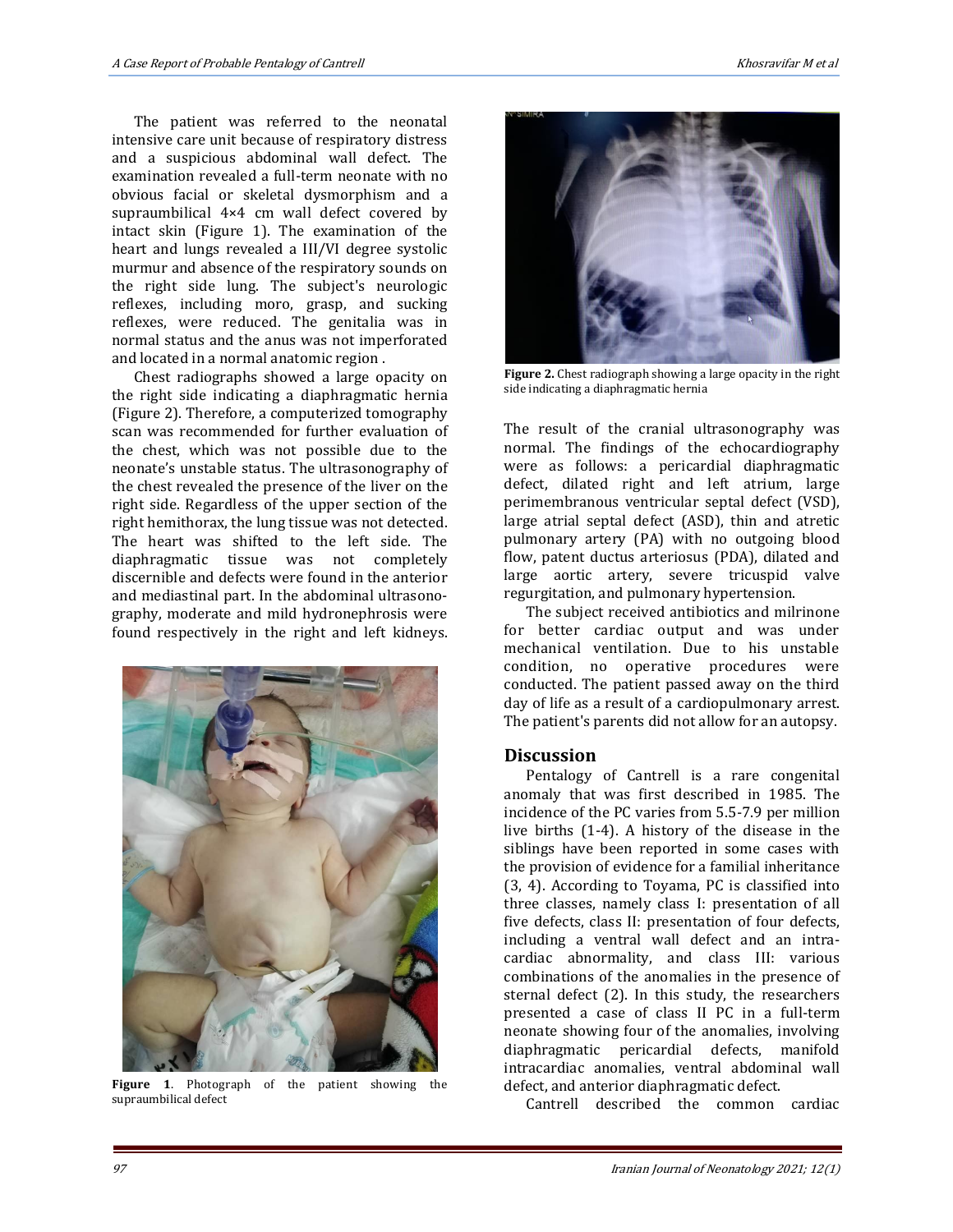The patient was referred to the neonatal intensive care unit because of respiratory distress and a suspicious abdominal wall defect. The examination revealed a full-term neonate with no obvious facial or skeletal dysmorphism and a supraumbilical 4×4 cm wall defect covered by intact skin (Figure 1). The examination of the heart and lungs revealed a III/VI degree systolic murmur and absence of the respiratory sounds on the right side lung. The subject's neurologic reflexes, including moro, grasp, and sucking reflexes, were reduced. The genitalia was in normal status and the anus was not imperforated and located in a normal anatomic region .

Chest radiographs showed a large opacity on the right side indicating a diaphragmatic hernia (Figure 2). Therefore, a computerized tomography scan was recommended for further evaluation of the chest, which was not possible due to the neonate's unstable status. The ultrasonography of the chest revealed the presence of the liver on the right side. Regardless of the upper section of the right hemithorax, the lung tissue was not detected. The heart was shifted to the left side. The diaphragmatic tissue was not completely discernible and defects were found in the anterior and mediastinal part. In the abdominal ultrasonography, moderate and mild hydronephrosis were found respectively in the right and left kidneys.

**Figure 1**. Photograph of the patient showing the supraumbilical defect

**Figure 2.** Chest radiograph showing a large opacity in the right side indicating a diaphragmatic hernia

The result of the cranial ultrasonography was normal. The findings of the echocardiography were as follows: a pericardial diaphragmatic defect, dilated right and left atrium, large perimembranous ventricular septal defect (VSD), large atrial septal defect (ASD), thin and atretic pulmonary artery (PA) with no outgoing blood flow, patent ductus arteriosus (PDA), dilated and large aortic artery, severe tricuspid valve regurgitation, and pulmonary hypertension.

The subject received antibiotics and milrinone for better cardiac output and was under mechanical ventilation. Due to his unstable condition, no operative procedures were conducted. The patient passed away on the third day of life as a result of a cardiopulmonary arrest. The patient's parents did not allow for an autopsy.

## Discussion

Pentalogy of Cantrell is a rare congenital anomaly that was first described in 1985. The incidence of the PC varies from 5.5-7.9 per million live births (1-4). A history of the disease in the siblings have been reported in some cases with the provision of evidence for a familial inheritance (3, 4). According to Toyama, PC is classified into three classes, namely class I: presentation of all five defects, class II: presentation of four defects, including a ventral wall defect and an intra-cardiac abnormality, and class III: various combinations of the anomalies in the presence of sternal defect (2). In this study, the researchers presented a case of class II PC in a full-term neonate showing four of the anomalies, involving diaphragmatic pericardial defects, manifold intracardiac anomalies, ventral abdominal wall defect, and anterior diaphragmatic defect.

Cantrell described the common cardiac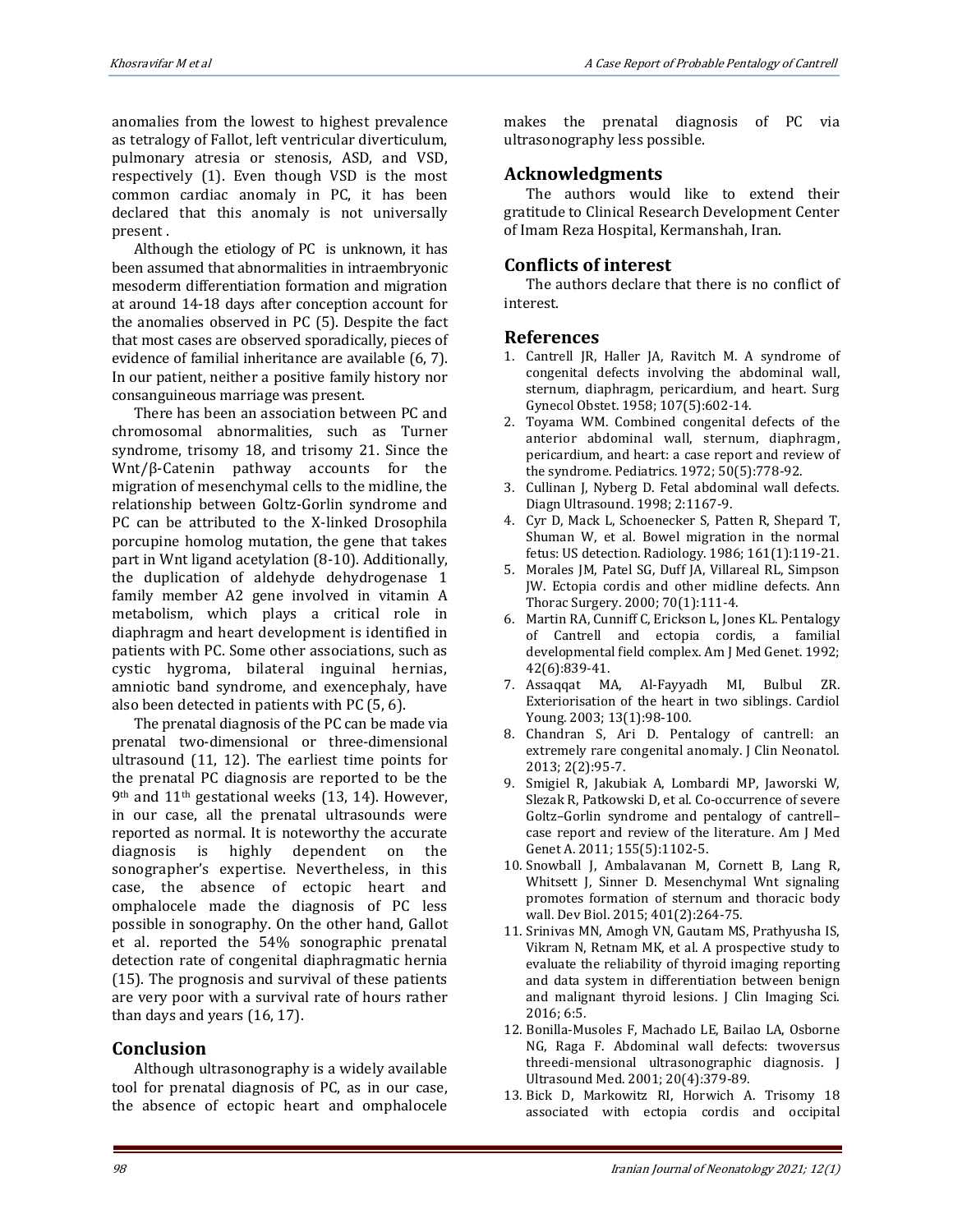anomalies from the lowest to highest prevalence as tetralogy of Fallot, left ventricular diverticulum, pulmonary atresia or stenosis, ASD, and VSD, respectively (1). Even though VSD is the most common cardiac anomaly in PC, it has been declared that this anomaly is not universally present .

Although the etiology of PC is unknown, it has been assumed that abnormalities in intraembryonic mesoderm differentiation formation and migration at around 14-18 days after conception account for the anomalies observed in PC (5). Despite the fact that most cases are observed sporadically, pieces of evidence of familial inheritance are available (6, 7). In our patient, neither a positive family history nor consanguineous marriage was present.

There has been an association between PC and chromosomal abnormalities, such as Turner syndrome, trisomy 18, and trisomy 21. Since the Wnt/β-Catenin pathway accounts for the migration of mesenchymal cells to the midline, the relationship between Goltz-Gorlin syndrome and PC can be attributed to the X-linked Drosophila porcupine homolog mutation, the gene that takes part in Wnt ligand acetylation (8-10). Additionally, the duplication of aldehyde dehydrogenase 1 family member A2 gene involved in vitamin A metabolism, which plays a critical role in diaphragm and heart development is identified in patients with PC. Some other associations, such as cystic hygroma, bilateral inguinal hernias, amniotic band syndrome, and exencephaly, have also been detected in patients with PC (5, 6).

The prenatal diagnosis of the PC can be made via prenatal two-dimensional or three-dimensional ultrasound (11, 12). The earliest time points for the prenatal PC diagnosis are reported to be the 9th and 11th gestational weeks (13, 14). However, in our case, all the prenatal ultrasounds were reported as normal. It is noteworthy the accurate diagnosis is highly dependent on the sonographer's expertise. Nevertheless, in this case, the absence of ectopic heart and omphalocele made the diagnosis of PC less possible in sonography. On the other hand, Gallot et al. reported the 54% sonographic prenatal detection rate of congenital diaphragmatic hernia (15). The prognosis and survival of these patients are very poor with a survival rate of hours rather than days and years (16, 17).

## Conclusion

Although ultrasonography is a widely available tool for prenatal diagnosis of PC, as in our case, the absence of ectopic heart and omphalocele makes the prenatal diagnosis of PC via ultrasonography less possible.

## Acknowledgments

The authors would like to extend their gratitude to Clinical Research Development Center of Imam Reza Hospital, Kermanshah, Iran.

## Conflicts of interest

The authors declare that there is no conflict of interest.

## References

1. Cantrell JR, Haller JA, Ravitch M. A syndrome of congenital defects involving the abdominal wall, sternum, diaphragm, pericardium, and heart. Surg Gynecol Obstet. 1958; 107(5):602-14.
2. Toyama WM. Combined congenital defects of the anterior abdominal wall, sternum, diaphragm, pericardium, and heart: a case report and review of the syndrome. Pediatrics. 1972; 50(5):778-92.
3. Cullinan J, Nyberg D. Fetal abdominal wall defects. Diagn Ultrasound. 1998; 2:1167-9.
4. Cyr D, Mack L, Schoenecker S, Patten R, Shepard T, Shuman W, et al. Bowel migration in the normal fetus: US detection. Radiology. 1986; 161(1):119-21.
5. Morales JM, Patel SG, Duff JA, Villareal RL, Simpson JW. Ectopia cordis and other midline defects. Ann Thorac Surgery. 2000; 70(1):111-4.
6. Martin RA, Cunniff C, Erickson L, Jones KL. Pentalogy of Cantrell and ectopia cordis, a familial developmental field complex. Am J Med Genet. 1992; 42(6):839-41.
7. Assaqqat MA, Al-Fayyadh MI, Bulbul ZR. Exteriorisation of the heart in two siblings. Cardiol Young. 2003; 13(1):98-100.
8. Chandran S, Ari D. Pentalogy of cantrell: an extremely rare congenital anomaly. J Clin Neonatol. 2013; 2(2):95-7.
9. Smigiel R, Jakubiak A, Lombardi MP, Jaworski W, Slezak R, Patkowski D, et al. Co-occurrence of severe Goltz–Gorlin syndrome and pentalogy of cantrell–case report and review of the literature. Am J Med Genet A. 2011; 155(5):1102-5.
10. Snowball J, Ambalavanan M, Cornett B, Lang R, Whitsett J, Sinner D. Mesenchymal Wnt signaling promotes formation of sternum and thoracic body wall. Dev Biol. 2015; 401(2):264-75.
11. Srinivas MN, Amogh VN, Gautam MS, Prathyusha IS, Vikram N, Retnam MK, et al. A prospective study to evaluate the reliability of thyroid imaging reporting and data system in differentiation between benign and malignant thyroid lesions. J Clin Imaging Sci. 2016; 6:5.
12. Bonilla-Musoles F, Machado LE, Bailao LA, Osborne NG, Raga F. Abdominal wall defects: twoversus threedi-mensional ultrasonographic diagnosis. J Ultrasound Med. 2001; 20(4):379-89.
13. Bick D, Markowitz RI, Horwich A. Trisomy 18 associated with ectopia cordis and occipital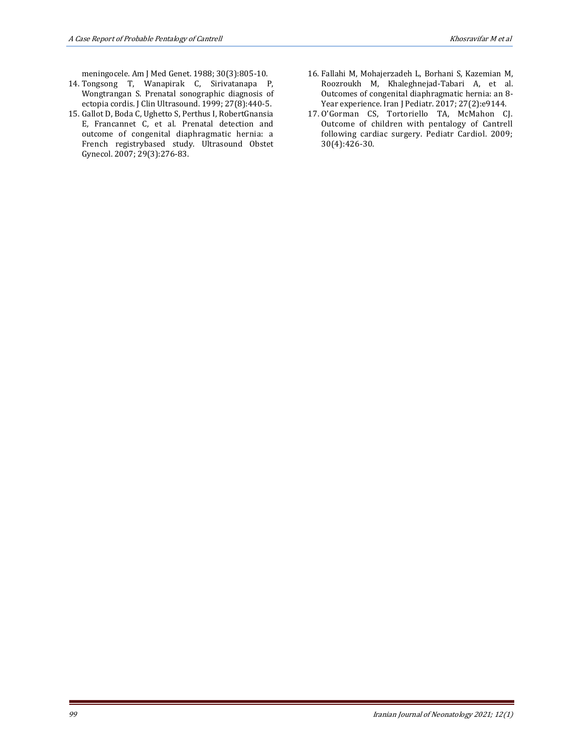meningocele. Am J Med Genet. 1988; 30(3):805-10.

14. Tongsong T, Wanapirak C, Sirivatanapa P, Wongtrangan S. Prenatal sonographic diagnosis of ectopia cordis. J Clin Ultrasound. 1999; 27(8):440-5.
15. Gallot D, Boda C, Ughetto S, Perthus I, RobertGnansia E, Francannet C, et al. Prenatal detection and outcome of congenital diaphragmatic hernia: a French registrybased study. Ultrasound Obstet Gynecol. 2007; 29(3):276-83.
16. Fallahi M, Mohajerzadeh L, Borhani S, Kazemian M, Roozroukh M, Khaleghnejad-Tabari A, et al. Outcomes of congenital diaphragmatic hernia: an 8-Year experience. Iran J Pediatr. 2017; 27(2):e9144.
17. O'Gorman CS, Tortoriello TA, McMahon CJ. Outcome of children with pentalogy of Cantrell following cardiac surgery. Pediatr Cardiol. 2009; 30(4):426-30.